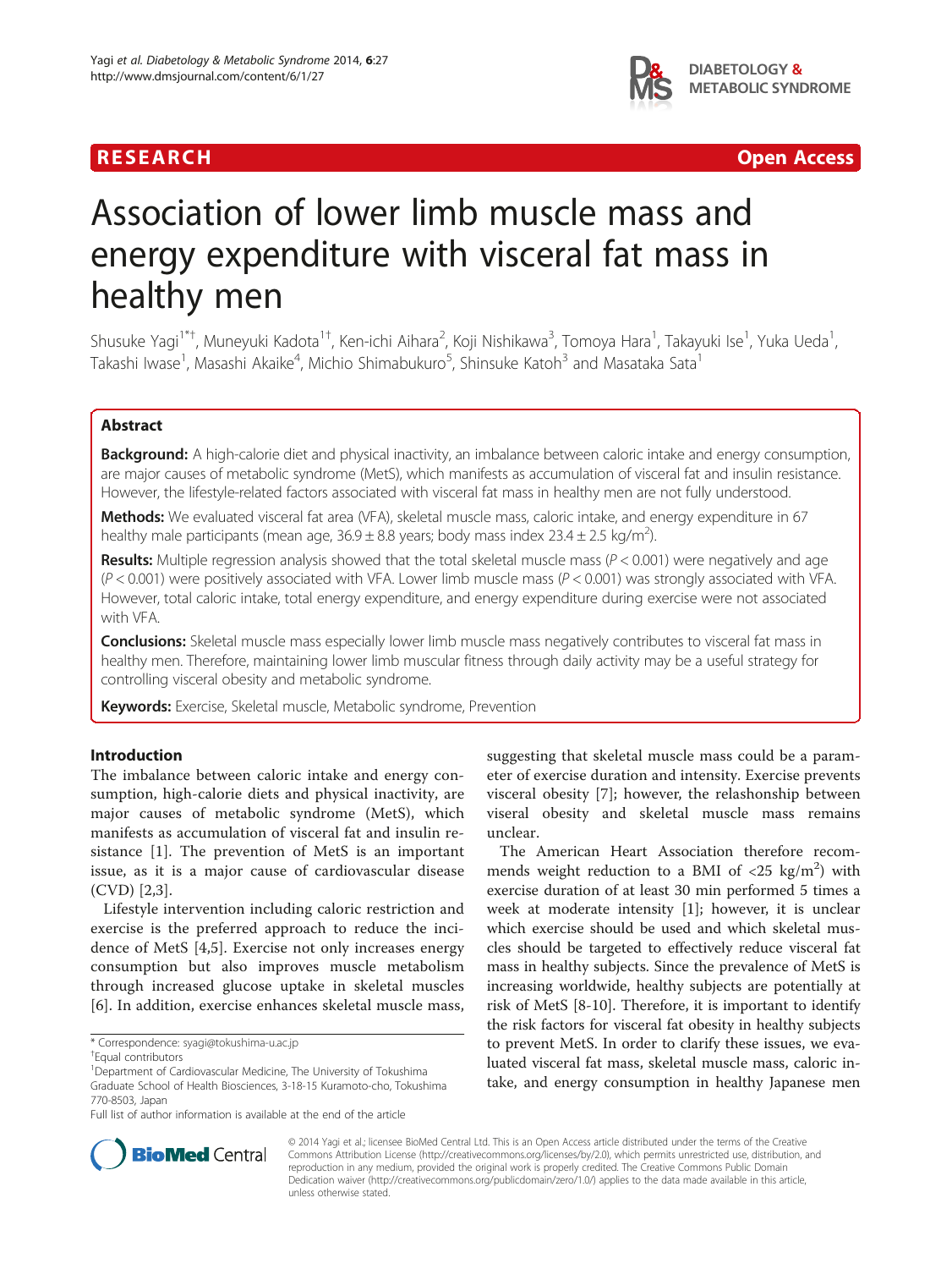RESEARCH Open Access

# Association of lower limb muscle mass and energy expenditure with visceral fat mass in healthy men

Shusuke Yagi[1*†], Muneyuki Kadota[1†], Ken-ichi Aihara[2], Koji Nishikawa[3], Tomoya Hara[1], Takayuki Ise[1], Yuka Ueda[1], Takashi Iwase[1], Masashi Akaike[4], Michio Shimabukuro[5], Shinsuke Katoh[3] and Masataka Sata[1]

## Abstract

**Background:** A high-calorie diet and physical inactivity, an imbalance between caloric intake and energy consumption, are major causes of metabolic syndrome (MetS), which manifests as accumulation of visceral fat and insulin resistance. However, the lifestyle-related factors associated with visceral fat mass in healthy men are not fully understood.

**Methods:** We evaluated visceral fat area (VFA), skeletal muscle mass, caloric intake, and energy expenditure in 67 healthy male participants (mean age, 36.9 ± 8.8 years; body mass index 23.4 ± 2.5 kg/m$^2$).

**Results:** Multiple regression analysis showed that the total skeletal muscle mass ($P < 0.001$) were negatively and age ($P < 0.001$) were positively associated with VFA. Lower limb muscle mass ($P < 0.001$) was strongly associated with VFA. However, total caloric intake, total energy expenditure, and energy expenditure during exercise were not associated with VFA.

**Conclusions:** Skeletal muscle mass especially lower limb muscle mass negatively contributes to visceral fat mass in healthy men. Therefore, maintaining lower limb muscular fitness through daily activity may be a useful strategy for controlling visceral obesity and metabolic syndrome.

**Keywords:** Exercise, Skeletal muscle, Metabolic syndrome, Prevention

## Introduction

The imbalance between caloric intake and energy consumption, high-calorie diets and physical inactivity, are major causes of metabolic syndrome (MetS), which manifests as accumulation of visceral fat and insulin resistance [1]. The prevention of MetS is an important issue, as it is a major cause of cardiovascular disease (CVD) [2,3].

Lifestyle intervention including caloric restriction and exercise is the preferred approach to reduce the incidence of MetS [4,5]. Exercise not only increases energy consumption but also improves muscle metabolism through increased glucose uptake in skeletal muscles [6]. In addition, exercise enhances skeletal muscle mass, suggesting that skeletal muscle mass could be a parameter of exercise duration and intensity. Exercise prevents visceral obesity [7]; however, the relashonship between viseral obesity and skeletal muscle mass remains unclear.

The American Heart Association therefore recommends weight reduction to a BMI of <25 kg/m$^2$) with exercise duration of at least 30 min performed 5 times a week at moderate intensity [1]; however, it is unclear which exercise should be used and which skeletal muscles should be targeted to effectively reduce visceral fat mass in healthy subjects. Since the prevalence of MetS is increasing worldwide, healthy subjects are potentially at risk of MetS [8-10]. Therefore, it is important to identify the risk factors for visceral fat obesity in healthy subjects to prevent MetS. In order to clarify these issues, we evaluated visceral fat mass, skeletal muscle mass, caloric intake, and energy consumption in healthy Japanese men

\* Correspondence: syagi@tokushima-u.ac.jp
†Equal contributors
[1]Department of Cardiovascular Medicine, The University of Tokushima Graduate School of Health Biosciences, 3-18-15 Kuramoto-cho, Tokushima 770-8503, Japan
Full list of author information is available at the end of the article

© 2014 Yagi et al.; licensee BioMed Central Ltd. This is an Open Access article distributed under the terms of the Creative Commons Attribution License (http://creativecommons.org/licenses/by/2.0), which permits unrestricted use, distribution, and reproduction in any medium, provided the original work is properly credited. The Creative Commons Public Domain Dedication waiver (http://creativecommons.org/publicdomain/zero/1.0/) applies to the data made available in this article, unless otherwise stated.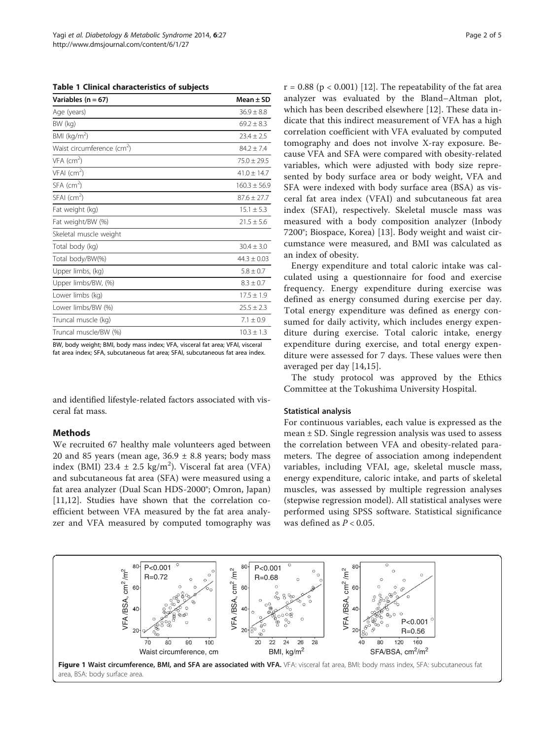**Table 1 Clinical characteristics of subjects**

| Variables (n = 67) | Mean ± SD |
| --- | --- |
| Age (years) | 36.9 ± 8.8 |
| BW (kg) | 69.2 ± 8.3 |
| BMI (kg/m$^2$) | 23.4 ± 2.5 |
| Waist circumference (cm$^2$) | 84.2 ± 7.4 |
| VFA (cm$^2$) | 75.0 ± 29.5 |
| VFAI (cm$^2$) | 41.0 ± 14.7 |
| SFA (cm$^2$) | 160.3 ± 56.9 |
| SFAI (cm$^2$) | 87.6 ± 27.7 |
| Fat weight (kg) | 15.1 ± 5.3 |
| Fat weight/BW (%) | 21.5 ± 5.6 |
| Skeletal muscle weight | |
| Total body (kg) | 30.4 ± 3.0 |
| Total body/BW(%) | 44.3 ± 0.03 |
| Upper limbs, (kg) | 5.8 ± 0.7 |
| Upper limbs/BW, (%) | 8.3 ± 0.7 |
| Lower limbs (kg) | 17.5 ± 1.9 |
| Lower limbs/BW (%) | 25.5 ± 2.3 |
| Truncal muscle (kg) | 7.1 ± 0.9 |
| Truncal muscle/BW (%) | 10.3 ± 1.3 |

BW, body weight; BMI, body mass index; VFA, visceral fat area; VFAI, visceral fat area index; SFA, subcutaneous fat area; SFAI, subcutaneous fat area index.

and identified lifestyle-related factors associated with visceral fat mass.

## Methods

We recruited 67 healthy male volunteers aged between 20 and 85 years (mean age, 36.9 ± 8.8 years; body mass index (BMI) 23.4 ± 2.5 kg/m$^2$). Visceral fat area (VFA) and subcutaneous fat area (SFA) were measured using a fat area analyzer (Dual Scan HDS-2000®; Omron, Japan) [11,12]. Studies have shown that the correlation coefficient between VFA measured by the fat area analyzer and VFA measured by computed tomography was $r = 0.88$ ($p < 0.001$) [12]. The repeatability of the fat area analyzer was evaluated by the Bland–Altman plot, which has been described elsewhere [12]. These data indicate that this indirect measurement of VFA has a high correlation coefficient with VFA evaluated by computed tomography and does not involve X-ray exposure. Because VFA and SFA were compared with obesity-related variables, which were adjusted with body size represented by body surface area or body weight, VFA and SFA were indexed with body surface area (BSA) as visceral fat area index (VFAI) and subcutaneous fat area index (SFAI), respectively. Skeletal muscle mass was measured with a body composition analyzer (Inbody 7200®; Biospace, Korea) [13]. Body weight and waist circumstance were measured, and BMI was calculated as an index of obesity.

Energy expenditure and total caloric intake was calculated using a questionnaire for food and exercise frequency. Energy expenditure during exercise was defined as energy consumed during exercise per day. Total energy expenditure was defined as energy consumed for daily activity, which includes energy expenditure during exercise. Total caloric intake, energy expenditure during exercise, and total energy expenditure were assessed for 7 days. These values were then averaged per day [14,15].

The study protocol was approved by the Ethics Committee at the Tokushima University Hospital.

### Statistical analysis

For continuous variables, each value is expressed as the mean ± SD. Single regression analysis was used to assess the correlation between VFA and obesity-related parameters. The degree of association among independent variables, including VFAI, age, skeletal muscle mass, energy expenditure, caloric intake, and parts of skeletal muscles, was assessed by multiple regression analyses (stepwise regression model). All statistical analyses were performed using SPSS software. Statistical significance was defined as $P < 0.05$.

**Figure 1 Waist circumference, BMI, and SFA are associated with VFA.** VFA: visceral fat area, BMI: body mass index, SFA: subcutaneous fat area, BSA: body surface area.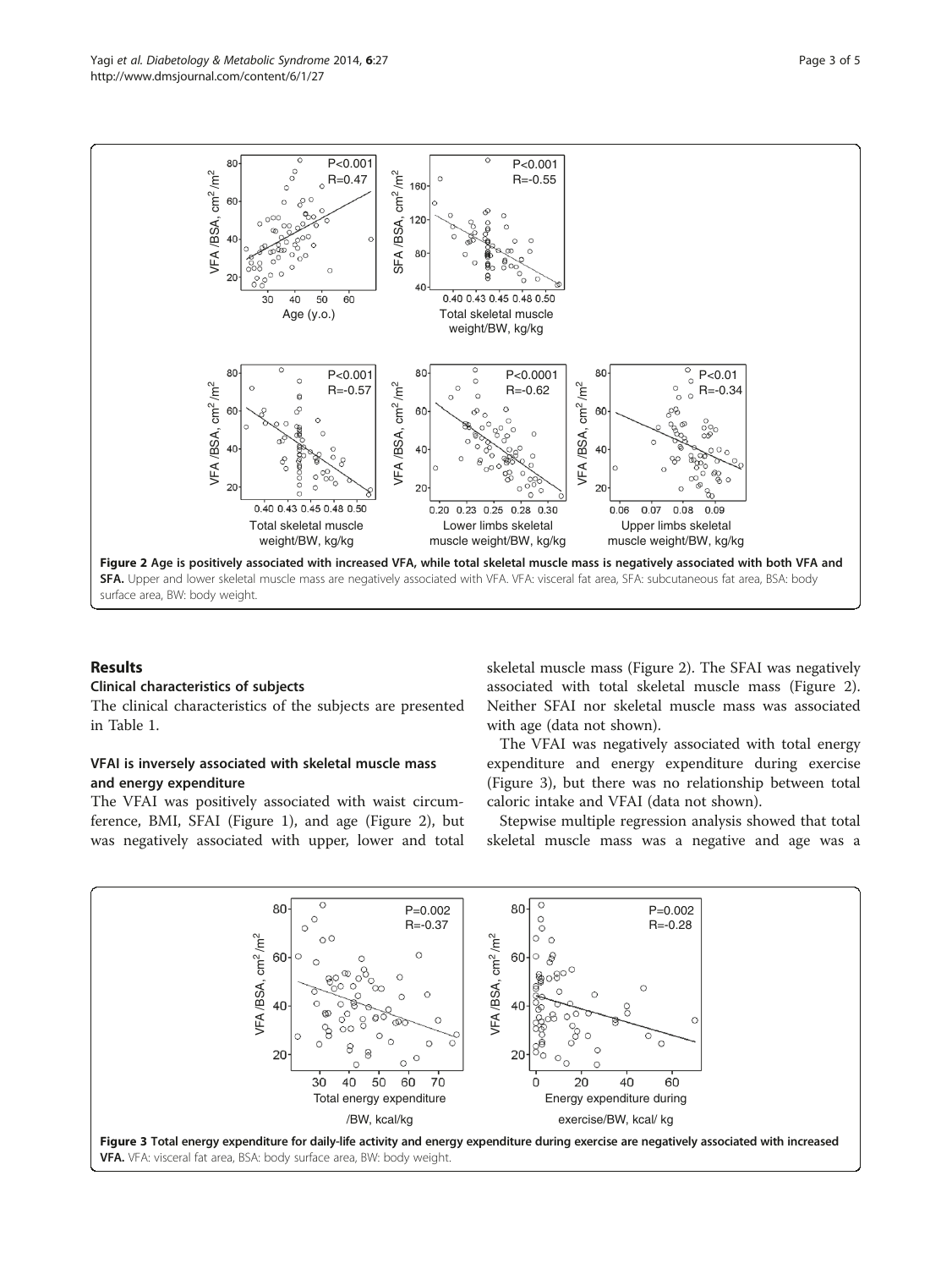Figure 2 Age is positively associated with increased VFA, while total skeletal muscle mass is negatively associated with both VFA and SFA. Upper and lower skeletal muscle mass are negatively associated with VFA. VFA: visceral fat area, SFA: subcutaneous fat area, BSA: body surface area, BW: body weight.

## Results

### Clinical characteristics of subjects

The clinical characteristics of the subjects are presented in Table 1.

### VFAI is inversely associated with skeletal muscle mass and energy expenditure

The VFAI was positively associated with waist circumference, BMI, SFAI (Figure 1), and age (Figure 2), but was negatively associated with upper, lower and total skeletal muscle mass (Figure 2). The SFAI was negatively associated with total skeletal muscle mass (Figure 2). Neither SFAI nor skeletal muscle mass was associated with age (data not shown).

The VFAI was negatively associated with total energy expenditure and energy expenditure during exercise (Figure 3), but there was no relationship between total caloric intake and VFAI (data not shown).

Stepwise multiple regression analysis showed that total skeletal muscle mass was a negative and age was a

Figure 3 Total energy expenditure for daily-life activity and energy expenditure during exercise are negatively associated with increased VFA. VFA: visceral fat area, BSA: body surface area, BW: body weight.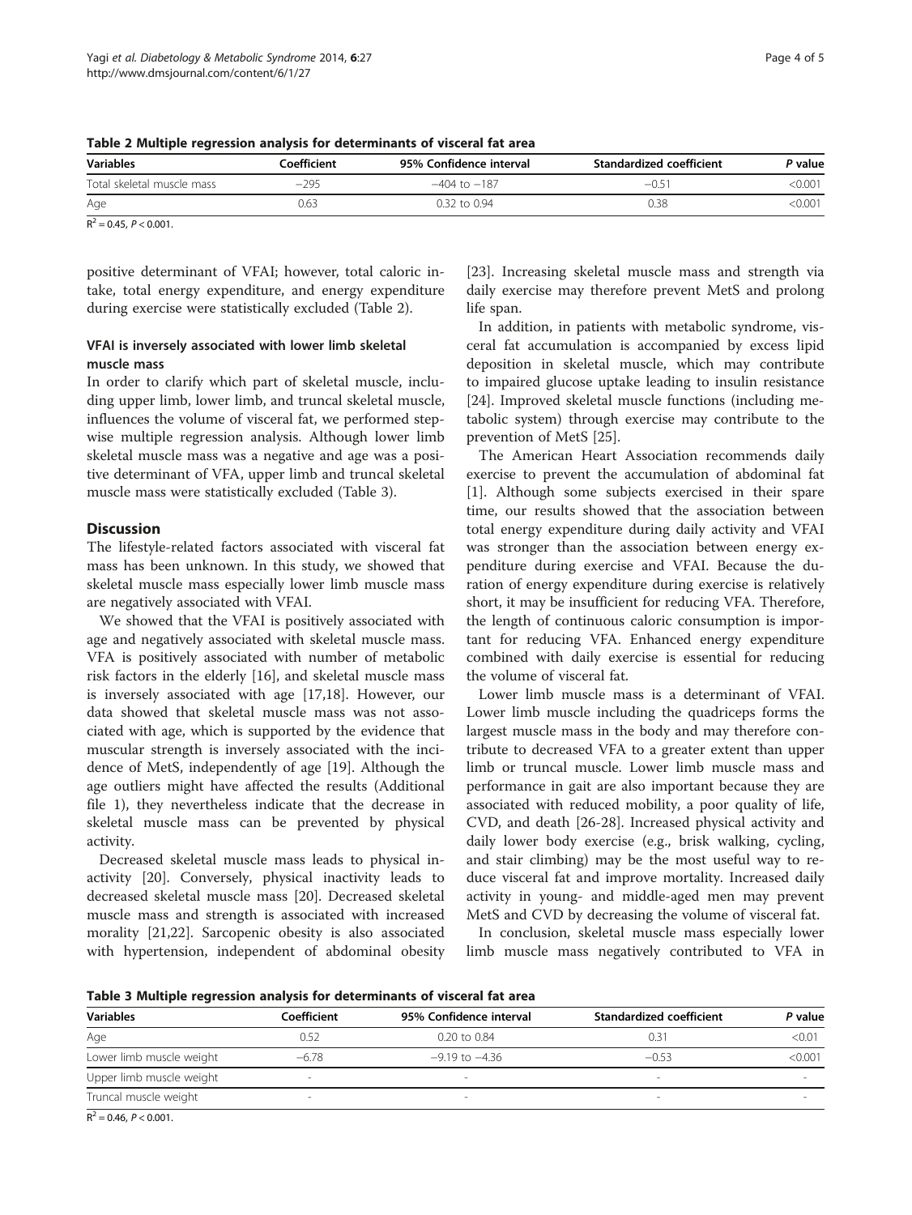**Table 2 Multiple regression analysis for determinants of visceral fat area**

| Variables | Coefficient | 95% Confidence interval | Standardized coefficient | P value |
|---|---|---|---|---|
| Total skeletal muscle mass | −295 | −404 to −187 | −0.51 | <0.001 |
| Age | 0.63 | 0.32 to 0.94 | 0.38 | <0.001 |

$R^2 = 0.45$, $P < 0.001$.

positive determinant of VFAI; however, total caloric intake, total energy expenditure, and energy expenditure during exercise were statistically excluded (Table 2).

### VFAI is inversely associated with lower limb skeletal muscle mass

In order to clarify which part of skeletal muscle, including upper limb, lower limb, and truncal skeletal muscle, influences the volume of visceral fat, we performed stepwise multiple regression analysis. Although lower limb skeletal muscle mass was a negative and age was a positive determinant of VFA, upper limb and truncal skeletal muscle mass were statistically excluded (Table 3).

## Discussion

The lifestyle-related factors associated with visceral fat mass has been unknown. In this study, we showed that skeletal muscle mass especially lower limb muscle mass are negatively associated with VFAI.

We showed that the VFAI is positively associated with age and negatively associated with skeletal muscle mass. VFA is positively associated with number of metabolic risk factors in the elderly [16], and skeletal muscle mass is inversely associated with age [17,18]. However, our data showed that skeletal muscle mass was not associated with age, which is supported by the evidence that muscular strength is inversely associated with the incidence of MetS, independently of age [19]. Although the age outliers might have affected the results (Additional file 1), they nevertheless indicate that the decrease in skeletal muscle mass can be prevented by physical activity.

Decreased skeletal muscle mass leads to physical inactivity [20]. Conversely, physical inactivity leads to decreased skeletal muscle mass [20]. Decreased skeletal muscle mass and strength is associated with increased morality [21,22]. Sarcopenic obesity is also associated with hypertension, independent of abdominal obesity [23]. Increasing skeletal muscle mass and strength via daily exercise may therefore prevent MetS and prolong life span.

In addition, in patients with metabolic syndrome, visceral fat accumulation is accompanied by excess lipid deposition in skeletal muscle, which may contribute to impaired glucose uptake leading to insulin resistance [24]. Improved skeletal muscle functions (including metabolic system) through exercise may contribute to the prevention of MetS [25].

The American Heart Association recommends daily exercise to prevent the accumulation of abdominal fat [1]. Although some subjects exercised in their spare time, our results showed that the association between total energy expenditure during daily activity and VFAI was stronger than the association between energy expenditure during exercise and VFAI. Because the duration of energy expenditure during exercise is relatively short, it may be insufficient for reducing VFA. Therefore, the length of continuous caloric consumption is important for reducing VFA. Enhanced energy expenditure combined with daily exercise is essential for reducing the volume of visceral fat.

Lower limb muscle mass is a determinant of VFAI. Lower limb muscle including the quadriceps forms the largest muscle mass in the body and may therefore contribute to decreased VFA to a greater extent than upper limb or truncal muscle. Lower limb muscle mass and performance in gait are also important because they are associated with reduced mobility, a poor quality of life, CVD, and death [26-28]. Increased physical activity and daily lower body exercise (e.g., brisk walking, cycling, and stair climbing) may be the most useful way to reduce visceral fat and improve mortality. Increased daily activity in young- and middle-aged men may prevent MetS and CVD by decreasing the volume of visceral fat.

In conclusion, skeletal muscle mass especially lower limb muscle mass negatively contributed to VFA in

**Table 3 Multiple regression analysis for determinants of visceral fat area**

| Variables | Coefficient | 95% Confidence interval | Standardized coefficient | P value |
|---|---|---|---|---|
| Age | 0.52 | 0.20 to 0.84 | 0.31 | <0.01 |
| Lower limb muscle weight | −6.78 | −9.19 to −4.36 | −0.53 | <0.001 |
| Upper limb muscle weight | - | - | - | - |
| Truncal muscle weight | - | - | - | - |

$R^2 = 0.46$, $P < 0.001$.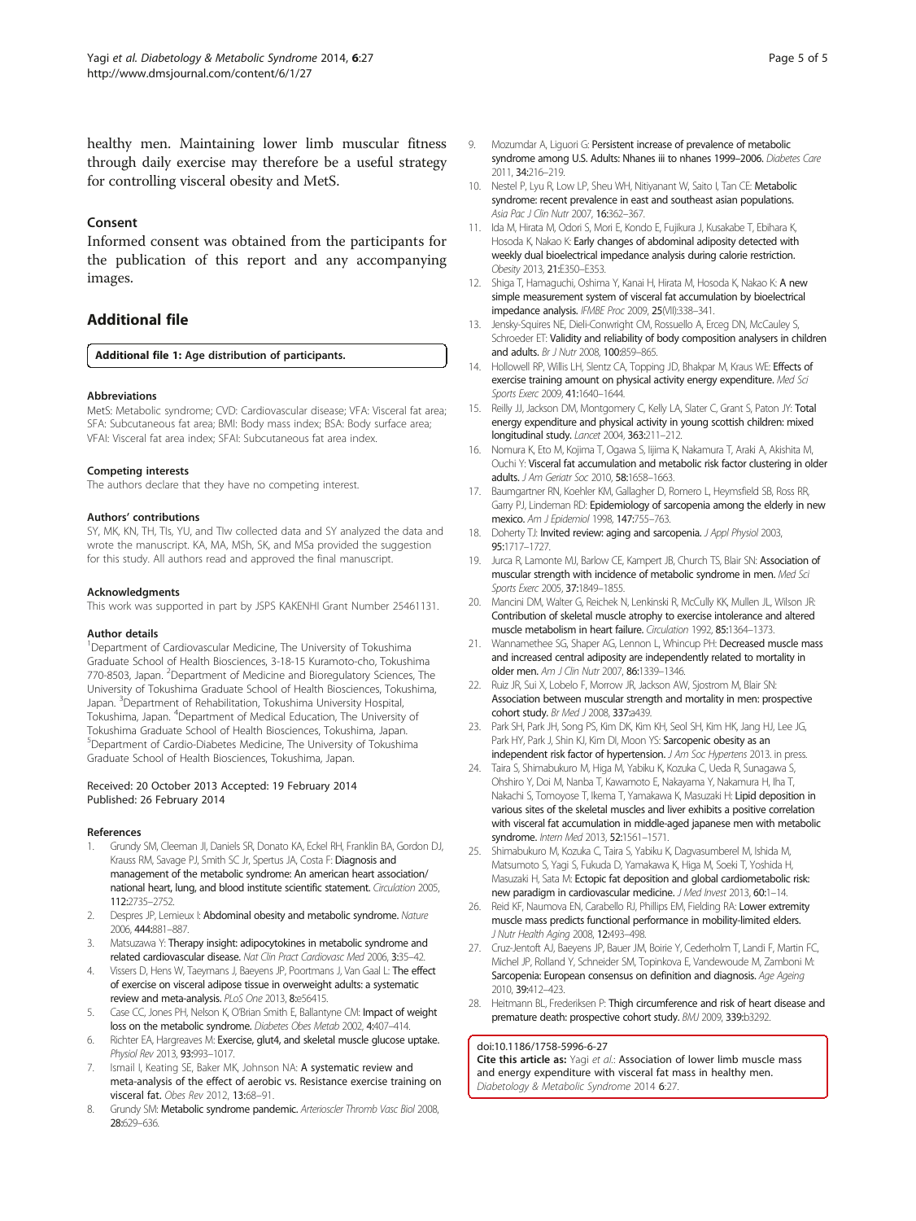healthy men. Maintaining lower limb muscular fitness through daily exercise may therefore be a useful strategy for controlling visceral obesity and MetS.

## Consent

Informed consent was obtained from the participants for the publication of this report and any accompanying images.

## Additional file

**Additional file 1: Age distribution of participants.**

#### Abbreviations

MetS: Metabolic syndrome; CVD: Cardiovascular disease; VFA: Visceral fat area; SFA: Subcutaneous fat area; BMI: Body mass index; BSA: Body surface area; VFAI: Visceral fat area index; SFAI: Subcutaneous fat area index.

#### Competing interests

The authors declare that they have no competing interest.

#### Authors' contributions

SY, MK, KN, TH, TIs, YU, and TIw collected data and SY analyzed the data and wrote the manuscript. KA, MA, MSh, SK, and MSa provided the suggestion for this study. All authors read and approved the final manuscript.

#### Acknowledgments

This work was supported in part by JSPS KAKENHI Grant Number 25461131.

#### Author details

[1]Department of Cardiovascular Medicine, The University of Tokushima Graduate School of Health Biosciences, 3-18-15 Kuramoto-cho, Tokushima 770-8503, Japan. [2]Department of Medicine and Bioregulatory Sciences, The University of Tokushima Graduate School of Health Biosciences, Tokushima, Japan. [3]Department of Rehabilitation, Tokushima University Hospital, Tokushima, Japan. [4]Department of Medical Education, The University of Tokushima Graduate School of Health Biosciences, Tokushima, Japan. [5]Department of Cardio-Diabetes Medicine, The University of Tokushima Graduate School of Health Biosciences, Tokushima, Japan.

Received: 20 October 2013 Accepted: 19 February 2014
Published: 26 February 2014

#### References

1. Grundy SM, Cleeman JI, Daniels SR, Donato KA, Eckel RH, Franklin BA, Gordon DJ, Krauss RM, Savage PJ, Smith SC Jr, Spertus JA, Costa F: **Diagnosis and management of the metabolic syndrome: An american heart association/ national heart, lung, and blood institute scientific statement.** *Circulation* 2005, **112:**2735–2752.
2. Despres JP, Lemieux I: **Abdominal obesity and metabolic syndrome.** *Nature* 2006, **444:**881–887.
3. Matsuzawa Y: **Therapy insight: adipocytokines in metabolic syndrome and related cardiovascular disease.** *Nat Clin Pract Cardiovasc Med* 2006, **3:**35–42.
4. Vissers D, Hens W, Taeymans J, Baeyens JP, Poortmans J, Van Gaal L: **The effect of exercise on visceral adipose tissue in overweight adults: a systematic review and meta-analysis.** *PLoS One* 2013, **8:**e56415.
5. Case CC, Jones PH, Nelson K, O'Brian Smith E, Ballantyne CM: **Impact of weight loss on the metabolic syndrome.** *Diabetes Obes Metab* 2002, **4:**407–414.
6. Richter EA, Hargreaves M: **Exercise, glut4, and skeletal muscle glucose uptake.** *Physiol Rev* 2013, **93:**993–1017.
7. Ismail I, Keating SE, Baker MK, Johnson NA: **A systematic review and meta-analysis of the effect of aerobic vs. Resistance exercise training on visceral fat.** *Obes Rev* 2012, **13:**68–91.
8. Grundy SM: **Metabolic syndrome pandemic.** *Arterioscler Thromb Vasc Biol* 2008, **28:**629–636.
9. Mozumdar A, Liguori G: **Persistent increase of prevalence of metabolic syndrome among U.S. Adults: Nhanes iii to nhanes 1999–2006.** *Diabetes Care* 2011, **34:**216–219.
10. Nestel P, Lyu R, Low LP, Sheu WH, Nitiyanant W, Saito I, Tan CE: **Metabolic syndrome: recent prevalence in east and southeast asian populations.** *Asia Pac J Clin Nutr* 2007, **16:**362–367.
11. Ida M, Hirata M, Odori S, Mori E, Kondo E, Fujikura J, Kusakabe T, Ebihara K, Hosoda K, Nakao K: **Early changes of abdominal adiposity detected with weekly dual bioelectrical impedance analysis during calorie restriction.** *Obesity* 2013, **21:**E350–E353.
12. Shiga T, Hamaguchi, Oshima Y, Kanai H, Hirata M, Hosoda K, Nakao K: **A new simple measurement system of visceral fat accumulation by bioelectrical impedance analysis.** *IFMBE Proc* 2009, **25**(VII):338–341.
13. Jensky-Squires NE, Dieli-Conwright CM, Rossuello A, Erceg DN, McCauley S, Schroeder ET: **Validity and reliability of body composition analysers in children and adults.** *Br J Nutr* 2008, **100:**859–865.
14. Hollowell RP, Willis LH, Slentz CA, Topping JD, Bhakpar M, Kraus WE: **Effects of exercise training amount on physical activity energy expenditure.** *Med Sci Sports Exerc* 2009, **41:**1640–1644.
15. Reilly JJ, Jackson DM, Montgomery C, Kelly LA, Slater C, Grant S, Paton JY: **Total energy expenditure and physical activity in young scottish children: mixed longitudinal study.** *Lancet* 2004, **363:**211–212.
16. Nomura K, Eto M, Kojima T, Ogawa S, Iijima K, Nakamura T, Araki A, Akishita M, Ouchi Y: **Visceral fat accumulation and metabolic risk factor clustering in older adults.** *J Am Geriatr Soc* 2010, **58:**1658–1663.
17. Baumgartner RN, Koehler KM, Gallagher D, Romero L, Heymsfield SB, Ross RR, Garry PJ, Lindeman RD: **Epidemiology of sarcopenia among the elderly in new mexico.** *Am J Epidemiol* 1998, **147:**755–763.
18. Doherty TJ: **Invited review: aging and sarcopenia.** *J Appl Physiol* 2003, **95:**1717–1727.
19. Jurca R, Lamonte MJ, Barlow CE, Kampert JB, Church TS, Blair SN: **Association of muscular strength with incidence of metabolic syndrome in men.** *Med Sci Sports Exerc* 2005, **37:**1849–1855.
20. Mancini DM, Walter G, Reichek N, Lenkinski R, McCully KK, Mullen JL, Wilson JR: **Contribution of skeletal muscle atrophy to exercise intolerance and altered muscle metabolism in heart failure.** *Circulation* 1992, **85:**1364–1373.
21. Wannamethee SG, Shaper AG, Lennon L, Whincup PH: **Decreased muscle mass and increased central adiposity are independently related to mortality in older men.** *Am J Clin Nutr* 2007, **86:**1339–1346.
22. Ruiz JR, Sui X, Lobelo F, Morrow JR, Jackson AW, Sjostrom M, Blair SN: **Association between muscular strength and mortality in men: prospective cohort study.** *Br Med J* 2008, **337:**a439.
23. Park SH, Park JH, Song PS, Kim DK, Kim KH, Seol SH, Kim HK, Jang HJ, Lee JG, Park HY, Park J, Shin KJ, Kim DI, Moon YS: **Sarcopenic obesity as an independent risk factor of hypertension.** *J Am Soc Hypertens* 2013. in press.
24. Taira S, Shimabukuro M, Higa M, Yabiku K, Kozuka C, Ueda R, Sunagawa S, Ohshiro Y, Doi M, Nanba T, Kawamoto E, Nakayama Y, Nakamura H, Iha T, Nakachi S, Tomoyose T, Ikema T, Yamakawa K, Masuzaki H: **Lipid deposition in various sites of the skeletal muscles and liver exhibits a positive correlation with visceral fat accumulation in middle-aged japanese men with metabolic syndrome.** *Intern Med* 2013, **52:**1561–1571.
25. Shimabukuro M, Kozuka C, Taira S, Yabiku K, Dagvasumberel M, Ishida M, Matsumoto S, Yagi S, Fukuda D, Yamakawa K, Higa M, Soeki T, Yoshida H, Masuzaki H, Sata M: **Ectopic fat deposition and global cardiometabolic risk: new paradigm in cardiovascular medicine.** *J Med Invest* 2013, **60:**1–14.
26. Reid KF, Naumova EN, Carabello RJ, Phillips EM, Fielding RA: **Lower extremity muscle mass predicts functional performance in mobility-limited elders.** *J Nutr Health Aging* 2008, **12:**493–498.
27. Cruz-Jentoft AJ, Baeyens JP, Bauer JM, Boirie Y, Cederholm T, Landi F, Martin FC, Michel JP, Rolland Y, Schneider SM, Topinkova E, Vandewoude M, Zamboni M: **Sarcopenia: European consensus on definition and diagnosis.** *Age Ageing* 2010, **39:**412–423.
28. Heitmann BL, Frederiksen P: **Thigh circumference and risk of heart disease and premature death: prospective cohort study.** *BMJ* 2009, **339:**b3292.

doi:10.1186/1758-5996-6-27
**Cite this article as:** Yagi *et al.*: Association of lower limb muscle mass and energy expenditure with visceral fat mass in healthy men. *Diabetology & Metabolic Syndrome* 2014 **6**:27.